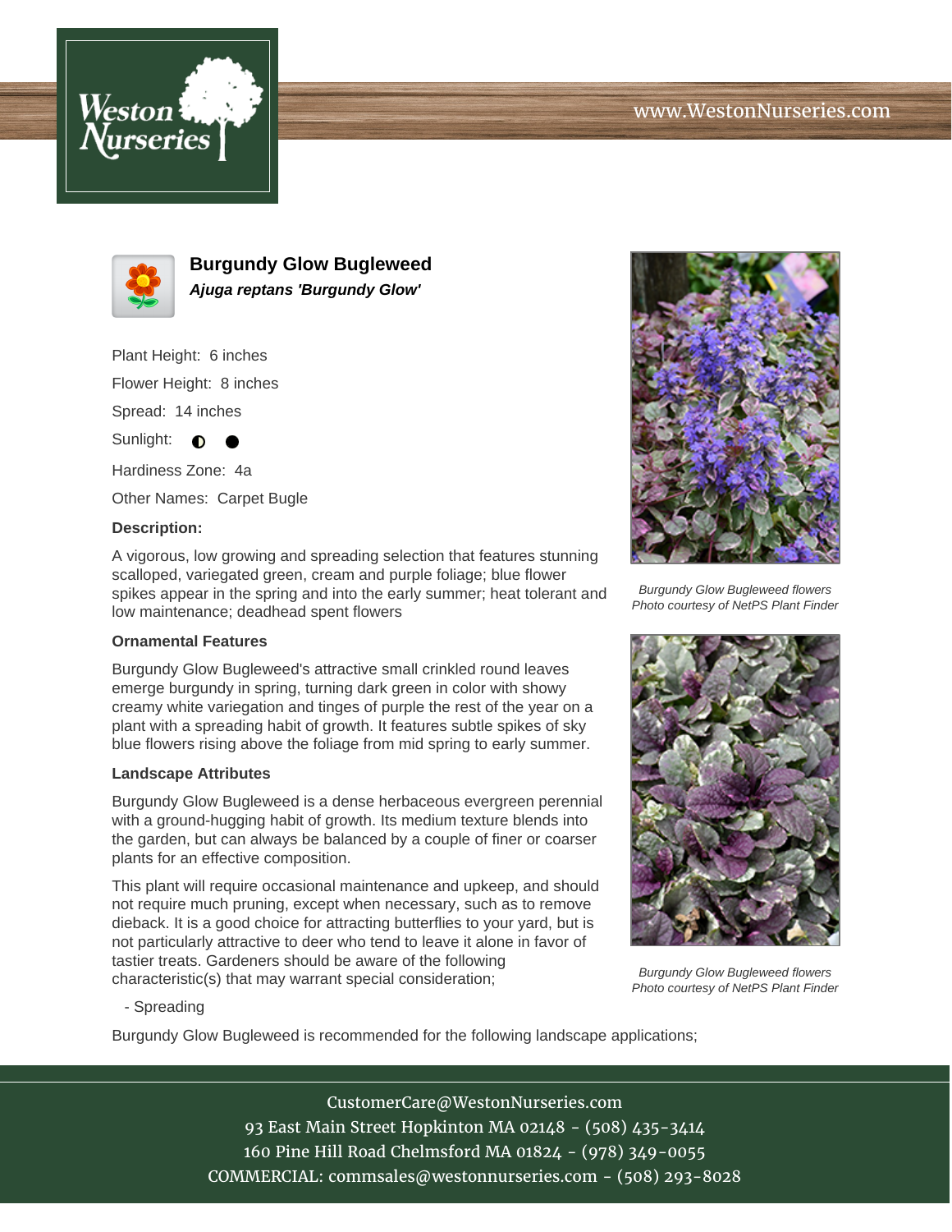# Burgundy Glow Bugleweed

***Ajuga reptans 'Burgundy Glow'***

Plant Height: 6 inches

Flower Height: 8 inches

Spread: 14 inches

Sunlight: ◐ ●

Hardiness Zone: 4a

Other Names: Carpet Bugle

**Description:**

A vigorous, low growing and spreading selection that features stunning scalloped, variegated green, cream and purple foliage; blue flower spikes appear in the spring and into the early summer; heat tolerant and low maintenance; deadhead spent flowers

### Ornamental Features

Burgundy Glow Bugleweed's attractive small crinkled round leaves emerge burgundy in spring, turning dark green in color with showy creamy white variegation and tinges of purple the rest of the year on a plant with a spreading habit of growth. It features subtle spikes of sky blue flowers rising above the foliage from mid spring to early summer.

### Landscape Attributes

Burgundy Glow Bugleweed is a dense herbaceous evergreen perennial with a ground-hugging habit of growth. Its medium texture blends into the garden, but can always be balanced by a couple of finer or coarser plants for an effective composition.

This plant will require occasional maintenance and upkeep, and should not require much pruning, except when necessary, such as to remove dieback. It is a good choice for attracting butterflies to your yard, but is not particularly attractive to deer who tend to leave it alone in favor of tastier treats. Gardeners should be aware of the following characteristic(s) that may warrant special consideration;

- Spreading

Burgundy Glow Bugleweed is recommended for the following landscape applications;

*Burgundy Glow Bugleweed flowers*
*Photo courtesy of NetPS Plant Finder*

*Burgundy Glow Bugleweed flowers*
*Photo courtesy of NetPS Plant Finder*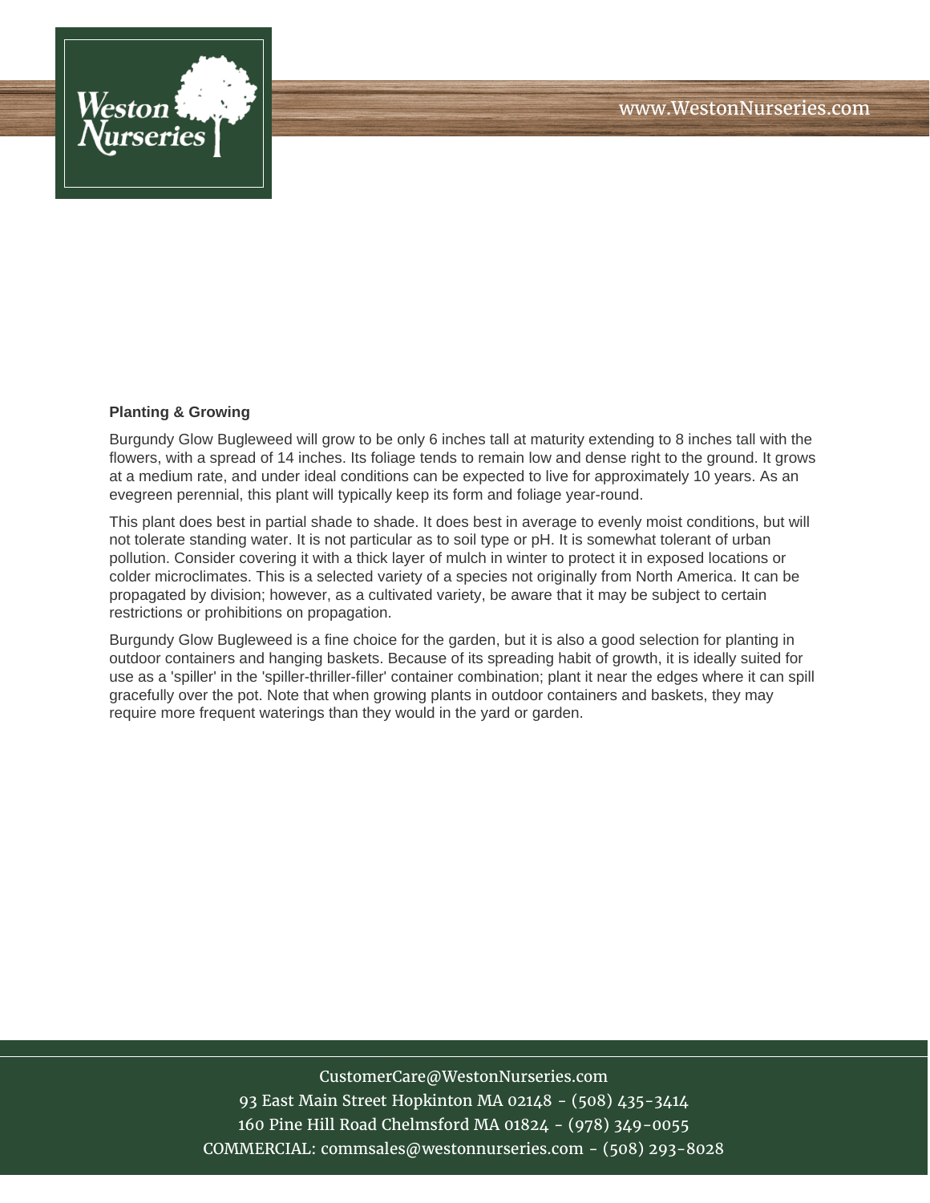## Planting & Growing

Burgundy Glow Bugleweed will grow to be only 6 inches tall at maturity extending to 8 inches tall with the flowers, with a spread of 14 inches. Its foliage tends to remain low and dense right to the ground. It grows at a medium rate, and under ideal conditions can be expected to live for approximately 10 years. As an evegreen perennial, this plant will typically keep its form and foliage year-round.

This plant does best in partial shade to shade. It does best in average to evenly moist conditions, but will not tolerate standing water. It is not particular as to soil type or pH. It is somewhat tolerant of urban pollution. Consider covering it with a thick layer of mulch in winter to protect it in exposed locations or colder microclimates. This is a selected variety of a species not originally from North America. It can be propagated by division; however, as a cultivated variety, be aware that it may be subject to certain restrictions or prohibitions on propagation.

Burgundy Glow Bugleweed is a fine choice for the garden, but it is also a good selection for planting in outdoor containers and hanging baskets. Because of its spreading habit of growth, it is ideally suited for use as a 'spiller' in the 'spiller-thriller-filler' container combination; plant it near the edges where it can spill gracefully over the pot. Note that when growing plants in outdoor containers and baskets, they may require more frequent waterings than they would in the yard or garden.